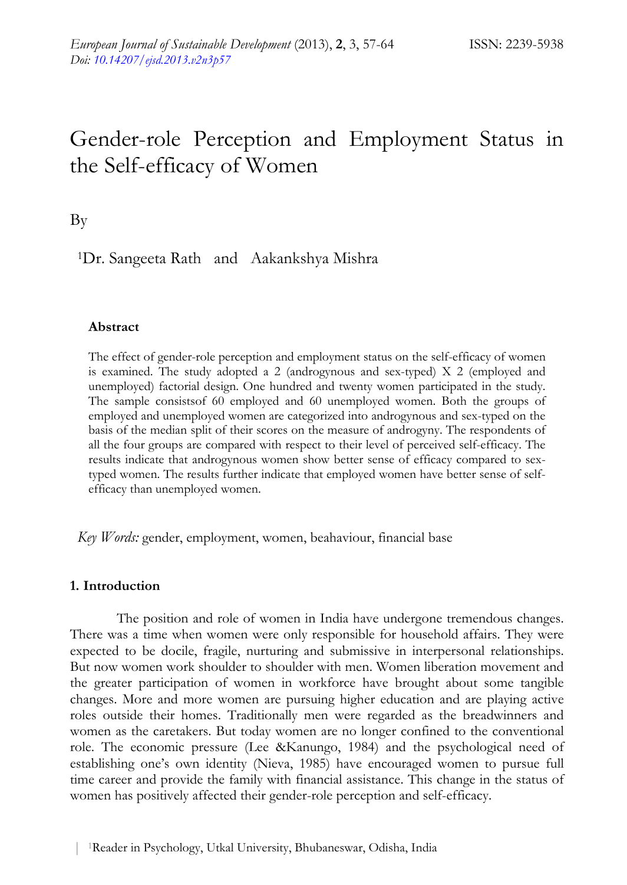# Gender-role Perception and Employment Status in the Self-efficacy of Women

By

[1]Dr. Sangeeta Rath and Aakankshya Mishra

### Abstract

The effect of gender-role perception and employment status on the self-efficacy of women is examined. The study adopted a 2 (androgynous and sex-typed) X 2 (employed and unemployed) factorial design. One hundred and twenty women participated in the study. The sample consistsof 60 employed and 60 unemployed women. Both the groups of employed and unemployed women are categorized into androgynous and sex-typed on the basis of the median split of their scores on the measure of androgyny. The respondents of all the four groups are compared with respect to their level of perceived self-efficacy. The results indicate that androgynous women show better sense of efficacy compared to sex-typed women. The results further indicate that employed women have better sense of self-efficacy than unemployed women.

*Key Words:* gender, employment, women, beahaviour, financial base

## 1. Introduction

The position and role of women in India have undergone tremendous changes. There was a time when women were only responsible for household affairs. They were expected to be docile, fragile, nurturing and submissive in interpersonal relationships. But now women work shoulder to shoulder with men. Women liberation movement and the greater participation of women in workforce have brought about some tangible changes. More and more women are pursuing higher education and are playing active roles outside their homes. Traditionally men were regarded as the breadwinners and women as the caretakers. But today women are no longer confined to the conventional role. The economic pressure (Lee &Kanungo, 1984) and the psychological need of establishing one's own identity (Nieva, 1985) have encouraged women to pursue full time career and provide the family with financial assistance. This change in the status of women has positively affected their gender-role perception and self-efficacy.

[1]Reader in Psychology, Utkal University, Bhubaneswar, Odisha, India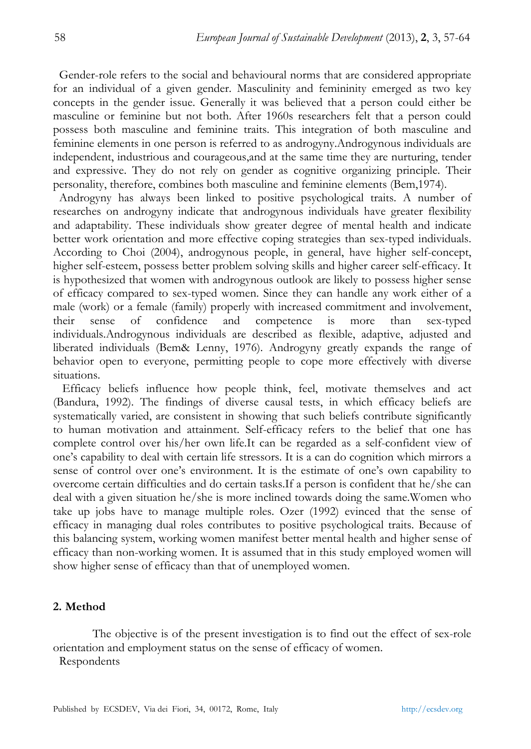Gender-role refers to the social and behavioural norms that are considered appropriate for an individual of a given gender. Masculinity and femininity emerged as two key concepts in the gender issue. Generally it was believed that a person could either be masculine or feminine but not both. After 1960s researchers felt that a person could possess both masculine and feminine traits. This integration of both masculine and feminine elements in one person is referred to as androgyny.Androgynous individuals are independent, industrious and courageous,and at the same time they are nurturing, tender and expressive. They do not rely on gender as cognitive organizing principle. Their personality, therefore, combines both masculine and feminine elements (Bem,1974).

Androgyny has always been linked to positive psychological traits. A number of researches on androgyny indicate that androgynous individuals have greater flexibility and adaptability. These individuals show greater degree of mental health and indicate better work orientation and more effective coping strategies than sex-typed individuals. According to Choi (2004), androgynous people, in general, have higher self-concept, higher self-esteem, possess better problem solving skills and higher career self-efficacy. It is hypothesized that women with androgynous outlook are likely to possess higher sense of efficacy compared to sex-typed women. Since they can handle any work either of a male (work) or a female (family) properly with increased commitment and involvement, their sense of confidence and competence is more than sex-typed individuals.Androgynous individuals are described as flexible, adaptive, adjusted and liberated individuals (Bem& Lenny, 1976). Androgyny greatly expands the range of behavior open to everyone, permitting people to cope more effectively with diverse situations.

Efficacy beliefs influence how people think, feel, motivate themselves and act (Bandura, 1992). The findings of diverse causal tests, in which efficacy beliefs are systematically varied, are consistent in showing that such beliefs contribute significantly to human motivation and attainment. Self-efficacy refers to the belief that one has complete control over his/her own life.It can be regarded as a self-confident view of one's capability to deal with certain life stressors. It is a can do cognition which mirrors a sense of control over one's environment. It is the estimate of one's own capability to overcome certain difficulties and do certain tasks.If a person is confident that he/she can deal with a given situation he/she is more inclined towards doing the same.Women who take up jobs have to manage multiple roles. Ozer (1992) evinced that the sense of efficacy in managing dual roles contributes to positive psychological traits. Because of this balancing system, working women manifest better mental health and higher sense of efficacy than non-working women. It is assumed that in this study employed women will show higher sense of efficacy than that of unemployed women.

## 2. Method

The objective is of the present investigation is to find out the effect of sex-role orientation and employment status on the sense of efficacy of women.

Respondents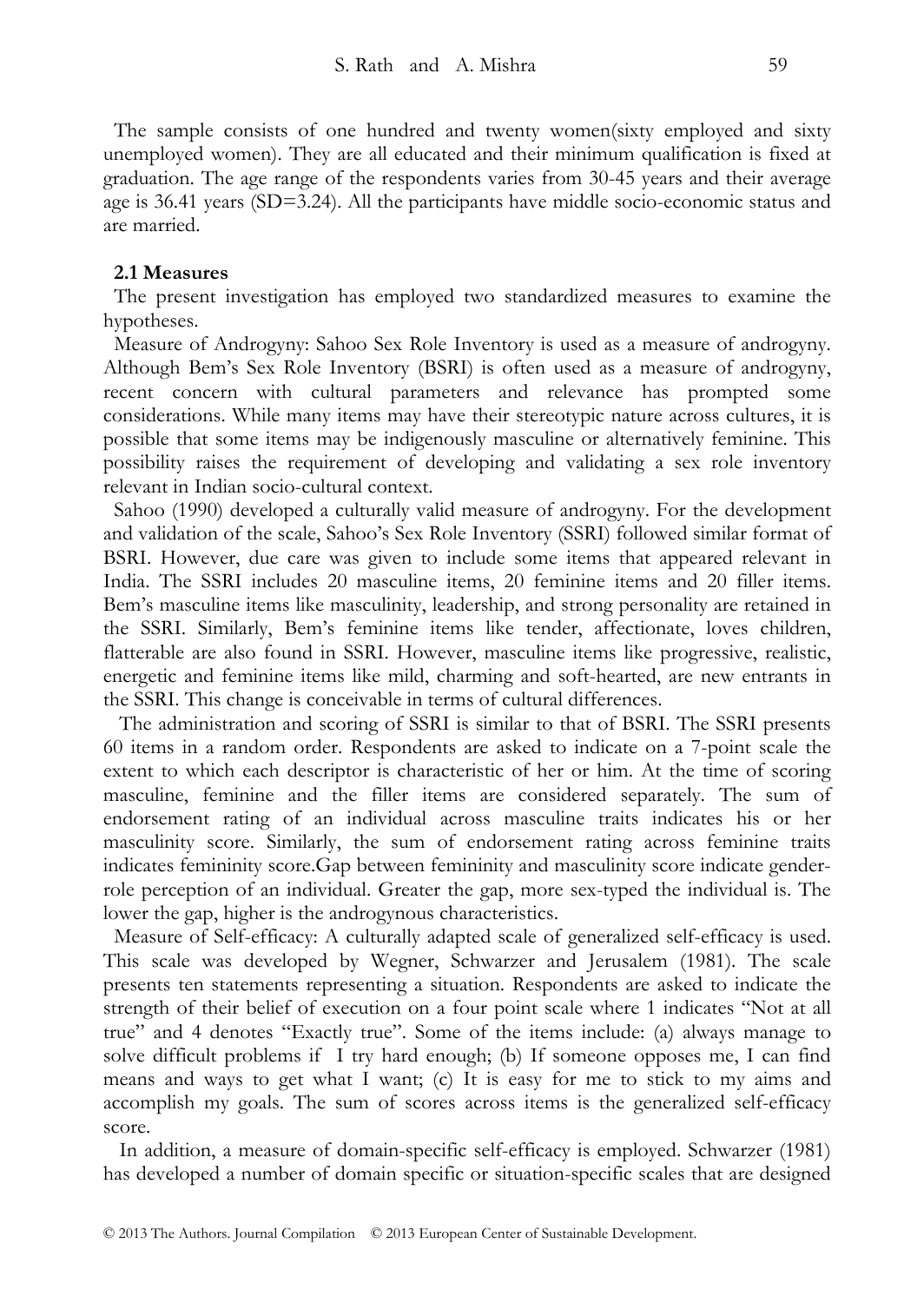The sample consists of one hundred and twenty women(sixty employed and sixty unemployed women). They are all educated and their minimum qualification is fixed at graduation. The age range of the respondents varies from 30-45 years and their average age is 36.41 years (SD=3.24). All the participants have middle socio-economic status and are married.

### 2.1 Measures

The present investigation has employed two standardized measures to examine the hypotheses.

Measure of Androgyny: Sahoo Sex Role Inventory is used as a measure of androgyny. Although Bem's Sex Role Inventory (BSRI) is often used as a measure of androgyny, recent concern with cultural parameters and relevance has prompted some considerations. While many items may have their stereotypic nature across cultures, it is possible that some items may be indigenously masculine or alternatively feminine. This possibility raises the requirement of developing and validating a sex role inventory relevant in Indian socio-cultural context.

Sahoo (1990) developed a culturally valid measure of androgyny. For the development and validation of the scale, Sahoo's Sex Role Inventory (SSRI) followed similar format of BSRI. However, due care was given to include some items that appeared relevant in India. The SSRI includes 20 masculine items, 20 feminine items and 20 filler items. Bem's masculine items like masculinity, leadership, and strong personality are retained in the SSRI. Similarly, Bem's feminine items like tender, affectionate, loves children, flatterable are also found in SSRI. However, masculine items like progressive, realistic, energetic and feminine items like mild, charming and soft-hearted, are new entrants in the SSRI. This change is conceivable in terms of cultural differences.

The administration and scoring of SSRI is similar to that of BSRI. The SSRI presents 60 items in a random order. Respondents are asked to indicate on a 7-point scale the extent to which each descriptor is characteristic of her or him. At the time of scoring masculine, feminine and the filler items are considered separately. The sum of endorsement rating of an individual across masculine traits indicates his or her masculinity score. Similarly, the sum of endorsement rating across feminine traits indicates femininity score.Gap between femininity and masculinity score indicate gender-role perception of an individual. Greater the gap, more sex-typed the individual is. The lower the gap, higher is the androgynous characteristics.

Measure of Self-efficacy: A culturally adapted scale of generalized self-efficacy is used. This scale was developed by Wegner, Schwarzer and Jerusalem (1981). The scale presents ten statements representing a situation. Respondents are asked to indicate the strength of their belief of execution on a four point scale where 1 indicates "Not at all true" and 4 denotes "Exactly true". Some of the items include: (a) always manage to solve difficult problems if I try hard enough; (b) If someone opposes me, I can find means and ways to get what I want; (c) It is easy for me to stick to my aims and accomplish my goals. The sum of scores across items is the generalized self-efficacy score.

In addition, a measure of domain-specific self-efficacy is employed. Schwarzer (1981) has developed a number of domain specific or situation-specific scales that are designed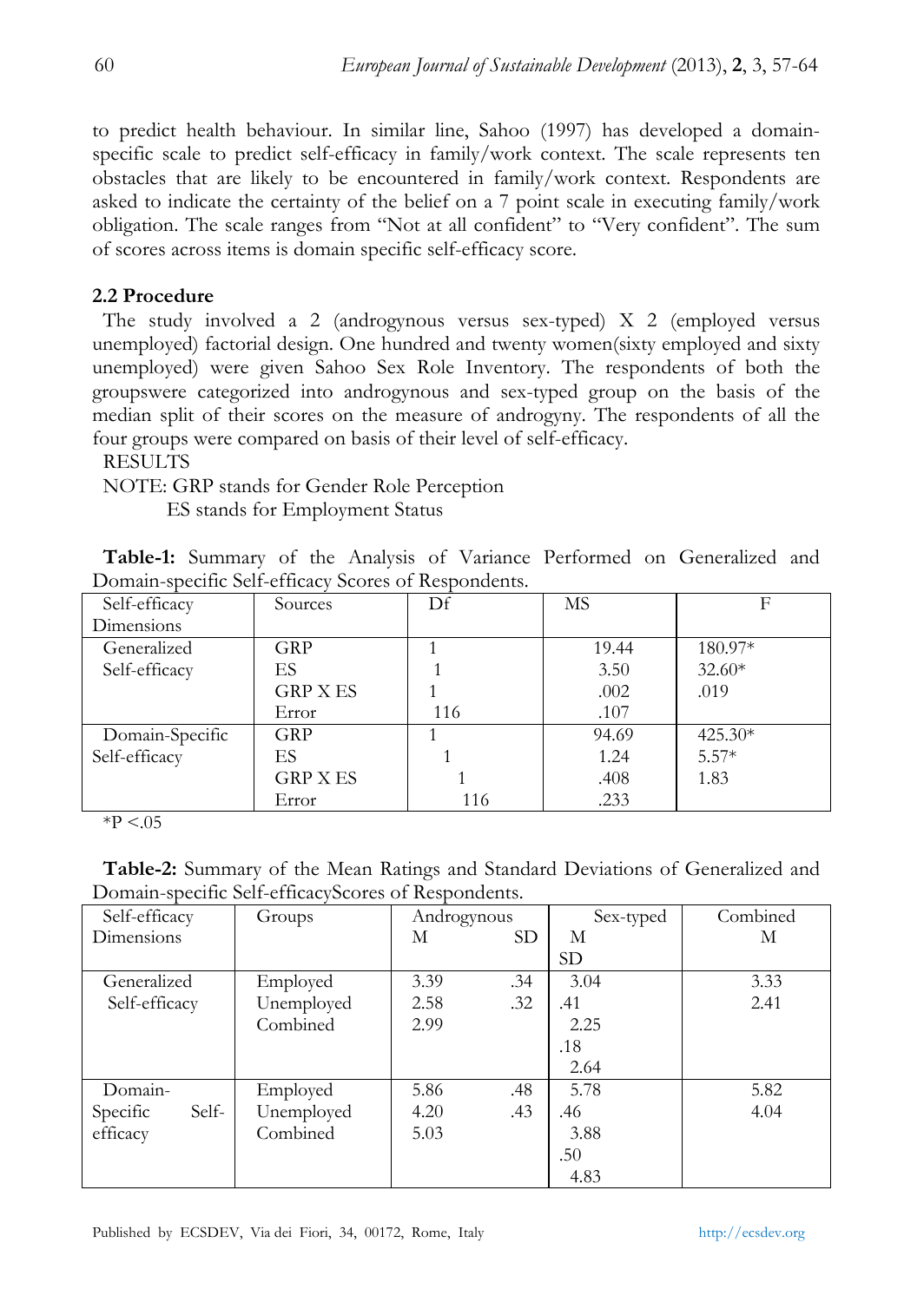to predict health behaviour. In similar line, Sahoo (1997) has developed a domain-specific scale to predict self-efficacy in family/work context. The scale represents ten obstacles that are likely to be encountered in family/work context. Respondents are asked to indicate the certainty of the belief on a 7 point scale in executing family/work obligation. The scale ranges from "Not at all confident" to "Very confident". The sum of scores across items is domain specific self-efficacy score.

### 2.2 Procedure

The study involved a 2 (androgynous versus sex-typed) X 2 (employed versus unemployed) factorial design. One hundred and twenty women(sixty employed and sixty unemployed) were given Sahoo Sex Role Inventory. The respondents of both the groupswere categorized into androgynous and sex-typed group on the basis of the median split of their scores on the measure of androgyny. The respondents of all the four groups were compared on basis of their level of self-efficacy.

RESULTS

NOTE: GRP stands for Gender Role Perception
ES stands for Employment Status

**Table-1:** Summary of the Analysis of Variance Performed on Generalized and Domain-specific Self-efficacy Scores of Respondents.

| Self-efficacy Dimensions | Sources | Df | MS | F |
|---|---|---|---|---|
| Generalized Self-efficacy | GRP | 1 | 19.44 | 180.97* |
| | ES | 1 | 3.50 | 32.60* |
| | GRP X ES | 1 | .002 | .019 |
| | Error | 116 | .107 | |
| Domain-Specific Self-efficacy | GRP | 1 | 94.69 | 425.30* |
| | ES | 1 | 1.24 | 5.57* |
| | GRP X ES | 1 | .408 | 1.83 |
| | Error | 116 | .233 | |

*P <.05

**Table-2:** Summary of the Mean Ratings and Standard Deviations of Generalized and Domain-specific Self-efficacyScores of Respondents.

| Self-efficacy Dimensions | Groups | Androgynous M | Androgynous SD | Sex-typed M | Sex-typed SD | Combined M |
|---|---|---|---|---|---|---|
| Generalized Self-efficacy | Employed | 3.39 | .34 | 3.04 | .41 | 3.33 |
| | Unemployed | 2.58 | .32 | 2.25 | .18 | 2.41 |
| | Combined | 2.99 | | 2.64 | | |
| Domain-Specific Self-efficacy | Employed | 5.86 | .48 | 5.78 | .46 | 5.82 |
| | Unemployed | 4.20 | .43 | 3.88 | .50 | 4.04 |
| | Combined | 5.03 | | 4.83 | | |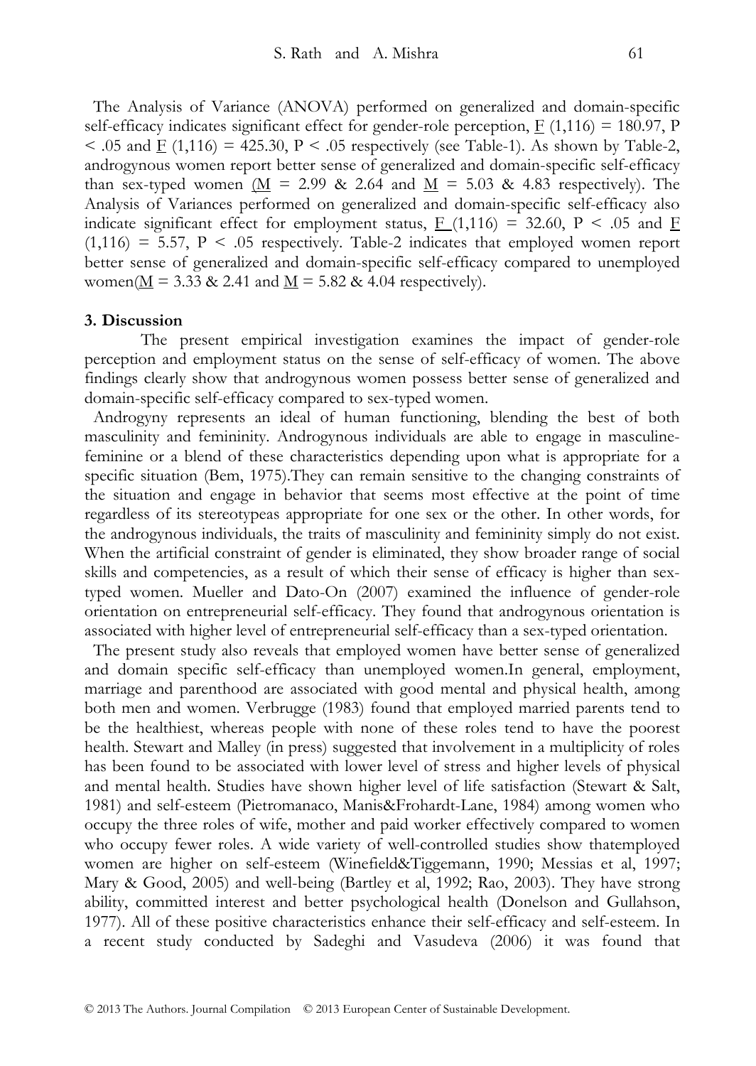The Analysis of Variance (ANOVA) performed on generalized and domain-specific self-efficacy indicates significant effect for gender-role perception, $F(1,116) = 180.97$, $P < .05$ and $F(1,116) = 425.30$, $P < .05$ respectively (see Table-1). As shown by Table-2, androgynous women report better sense of generalized and domain-specific self-efficacy than sex-typed women ($M$ = 2.99 & 2.64 and $M$ = 5.03 & 4.83 respectively). The Analysis of Variances performed on generalized and domain-specific self-efficacy also indicate significant effect for employment status, $F(1,116) = 32.60$, $P < .05$ and $F(1,116) = 5.57$, $P < .05$ respectively. Table-2 indicates that employed women report better sense of generalized and domain-specific self-efficacy compared to unemployed women($M$ = 3.33 & 2.41 and $M$ = 5.82 & 4.04 respectively).

## 3. Discussion

The present empirical investigation examines the impact of gender-role perception and employment status on the sense of self-efficacy of women. The above findings clearly show that androgynous women possess better sense of generalized and domain-specific self-efficacy compared to sex-typed women.

Androgyny represents an ideal of human functioning, blending the best of both masculinity and femininity. Androgynous individuals are able to engage in masculine-feminine or a blend of these characteristics depending upon what is appropriate for a specific situation (Bem, 1975).They can remain sensitive to the changing constraints of the situation and engage in behavior that seems most effective at the point of time regardless of its stereotypeas appropriate for one sex or the other. In other words, for the androgynous individuals, the traits of masculinity and femininity simply do not exist. When the artificial constraint of gender is eliminated, they show broader range of social skills and competencies, as a result of which their sense of efficacy is higher than sex-typed women. Mueller and Dato-On (2007) examined the influence of gender-role orientation on entrepreneurial self-efficacy. They found that androgynous orientation is associated with higher level of entrepreneurial self-efficacy than a sex-typed orientation.

The present study also reveals that employed women have better sense of generalized and domain specific self-efficacy than unemployed women.In general, employment, marriage and parenthood are associated with good mental and physical health, among both men and women. Verbrugge (1983) found that employed married parents tend to be the healthiest, whereas people with none of these roles tend to have the poorest health. Stewart and Malley (in press) suggested that involvement in a multiplicity of roles has been found to be associated with lower level of stress and higher levels of physical and mental health. Studies have shown higher level of life satisfaction (Stewart & Salt, 1981) and self-esteem (Pietromanaco, Manis&Frohardt-Lane, 1984) among women who occupy the three roles of wife, mother and paid worker effectively compared to women who occupy fewer roles. A wide variety of well-controlled studies show thatemployed women are higher on self-esteem (Winefield&Tiggemann, 1990; Messias et al, 1997; Mary & Good, 2005) and well-being (Bartley et al, 1992; Rao, 2003). They have strong ability, committed interest and better psychological health (Donelson and Gullahson, 1977). All of these positive characteristics enhance their self-efficacy and self-esteem. In a recent study conducted by Sadeghi and Vasudeva (2006) it was found that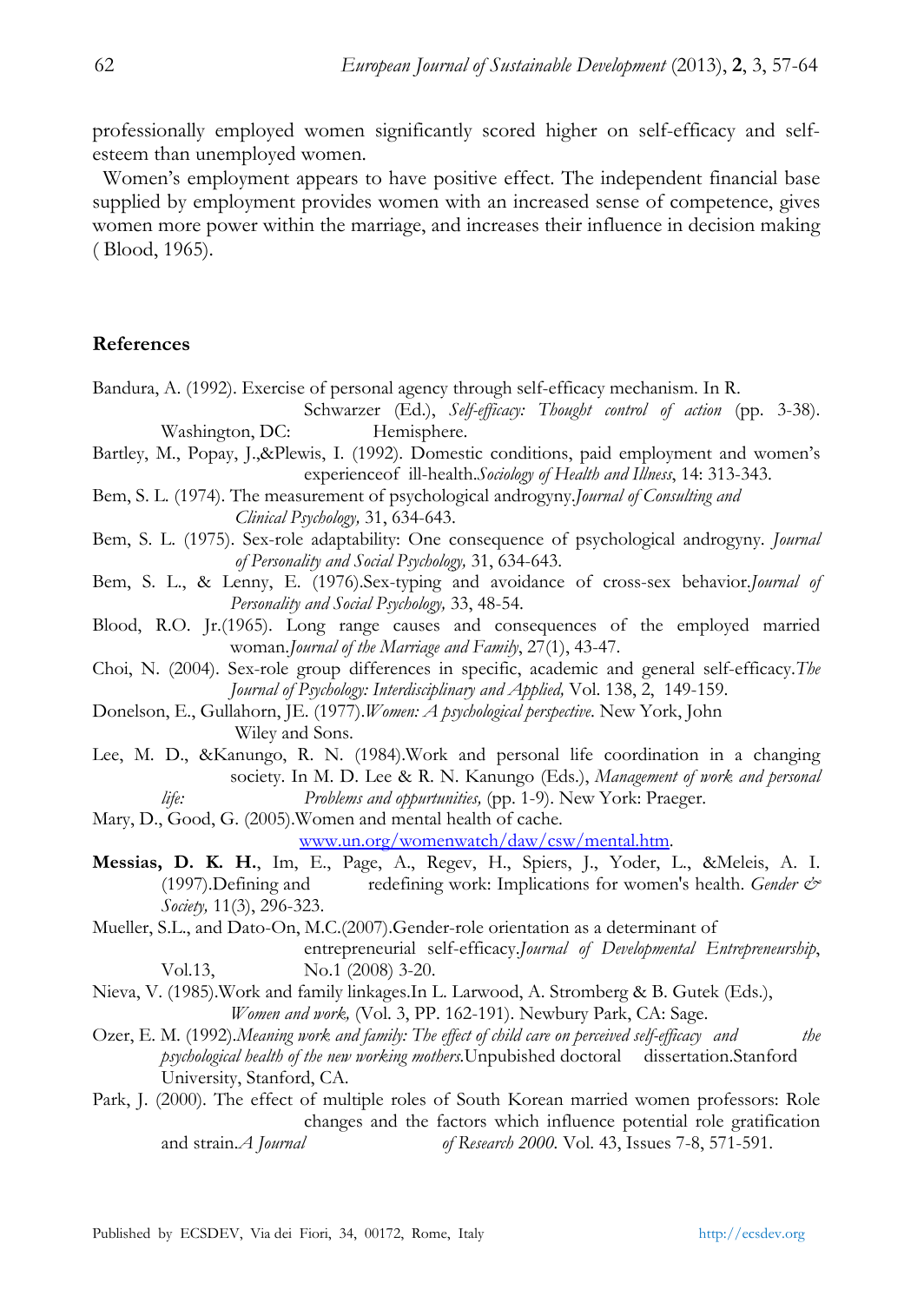professionally employed women significantly scored higher on self-efficacy and self-esteem than unemployed women.

Women's employment appears to have positive effect. The independent financial base supplied by employment provides women with an increased sense of competence, gives women more power within the marriage, and increases their influence in decision making ( Blood, 1965).

## References

Bandura, A. (1992). Exercise of personal agency through self-efficacy mechanism. In R. Schwarzer (Ed.), *Self-efficacy: Thought control of action* (pp. 3-38). Washington, DC: Hemisphere.

Bartley, M., Popay, J.,&Plewis, I. (1992). Domestic conditions, paid employment and women's experienceof ill-health.*Sociology of Health and Illness*, 14: 313-343.

Bem, S. L. (1974). The measurement of psychological androgyny.*Journal of Consulting and Clinical Psychology,* 31, 634-643.

Bem, S. L. (1975). Sex-role adaptability: One consequence of psychological androgyny. *Journal of Personality and Social Psychology,* 31, 634-643.

Bem, S. L., & Lenny, E. (1976).Sex-typing and avoidance of cross-sex behavior.*Journal of Personality and Social Psychology,* 33, 48-54.

Blood, R.O. Jr.(1965). Long range causes and consequences of the employed married woman.*Journal of the Marriage and Family*, 27(1), 43-47.

Choi, N. (2004). Sex-role group differences in specific, academic and general self-efficacy.*The Journal of Psychology: Interdisciplinary and Applied,* Vol. 138, 2, 149-159.

Donelson, E., Gullahorn, JE. (1977).*Women: A psychological perspective*. New York, John Wiley and Sons.

Lee, M. D., &Kanungo, R. N. (1984).Work and personal life coordination in a changing society. In M. D. Lee & R. N. Kanungo (Eds.), *Management of work and personal life: Problems and oppurtunities,* (pp. 1-9). New York: Praeger.

Mary, D., Good, G. (2005).Women and mental health of cache. www.un.org/womenwatch/daw/csw/mental.htm.

**Messias, D. K. H.**, Im, E., Page, A., Regev, H., Spiers, J., Yoder, L., &Meleis, A. I. (1997).Defining and redefining work: Implications for women's health. *Gender & Society,* 11(3), 296-323.

Mueller, S.L., and Dato-On, M.C.(2007).Gender-role orientation as a determinant of entrepreneurial self-efficacy.*Journal of Developmental Entrepreneurship*, Vol.13, No.1 (2008) 3-20.

Nieva, V. (1985).Work and family linkages.In L. Larwood, A. Stromberg & B. Gutek (Eds.), *Women and work,* (Vol. 3, PP. 162-191). Newbury Park, CA: Sage.

Ozer, E. M. (1992).*Meaning work and family: The effect of child care on perceived self-efficacy and the psychological health of the new working mothers*.Unpubished doctoral dissertation.Stanford University, Stanford, CA.

Park, J. (2000). The effect of multiple roles of South Korean married women professors: Role changes and the factors which influence potential role gratification and strain.*A Journal of Research 2000*. Vol. 43, Issues 7-8, 571-591.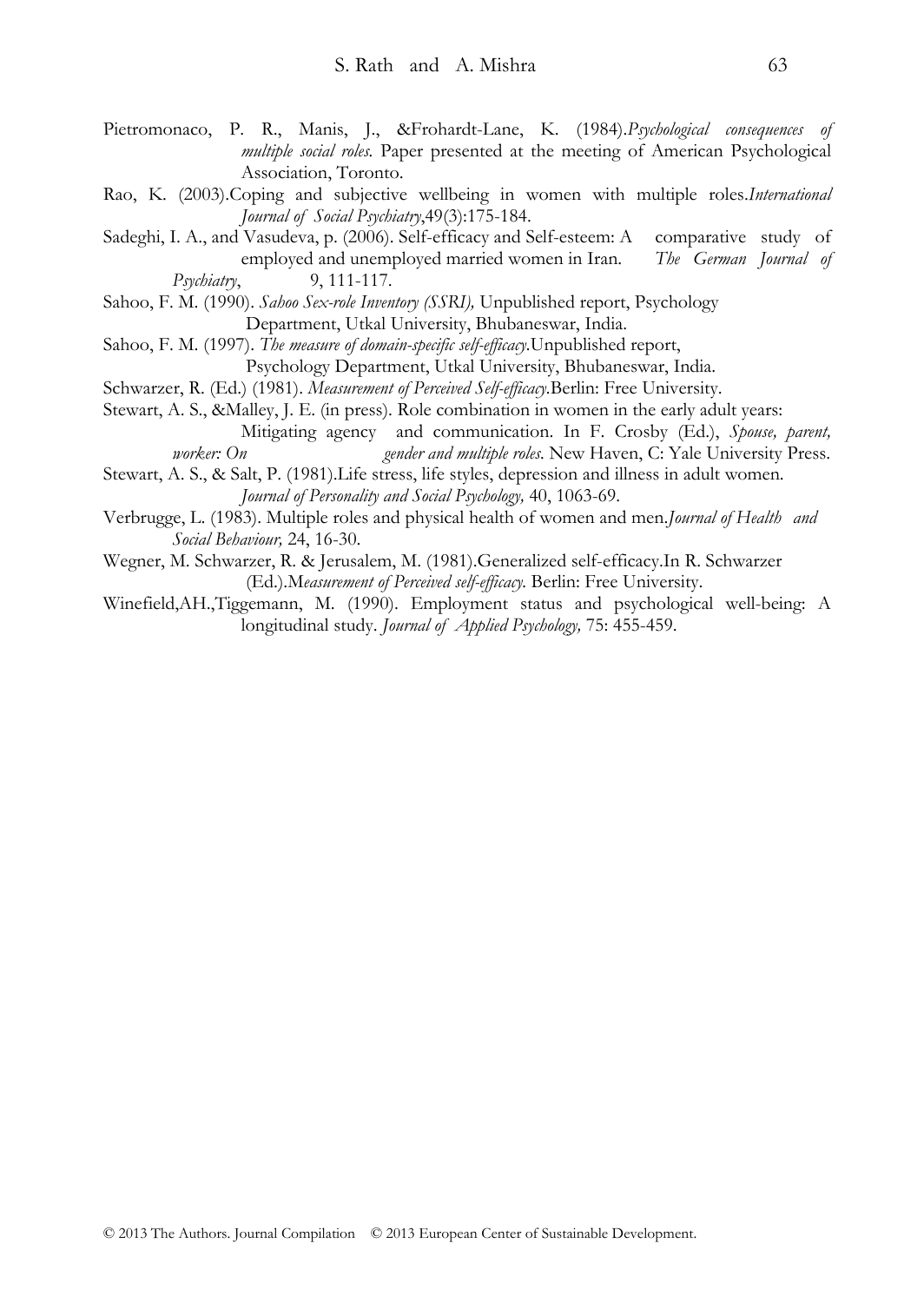Pietromonaco, P. R., Manis, J., &Frohardt-Lane, K. (1984).*Psychological consequences of multiple social roles.* Paper presented at the meeting of American Psychological Association, Toronto.

Rao, K. (2003).Coping and subjective wellbeing in women with multiple roles.*International Journal of Social Psychiatry*,49(3):175-184.

Sadeghi, I. A., and Vasudeva, p. (2006). Self-efficacy and Self-esteem: A comparative study of employed and unemployed married women in Iran. *The German Journal of Psychiatry*, 9, 111-117.

Sahoo, F. M. (1990). *Sahoo Sex-role Inventory (SSRI),* Unpublished report, Psychology Department, Utkal University, Bhubaneswar, India.

Sahoo, F. M. (1997). *The measure of domain-specific self-efficacy.*Unpublished report, Psychology Department, Utkal University, Bhubaneswar, India.

Schwarzer, R. (Ed.) (1981). *Measurement of Perceived Self-efficacy.*Berlin: Free University.

Stewart, A. S., &Malley, J. E. (in press). Role combination in women in the early adult years: Mitigating agency and communication. In F. Crosby (Ed.), *Spouse, parent, worker: On gender and multiple roles.* New Haven, C: Yale University Press.

Stewart, A. S., & Salt, P. (1981).Life stress, life styles, depression and illness in adult women. *Journal of Personality and Social Psychology,* 40, 1063-69.

Verbrugge, L. (1983). Multiple roles and physical health of women and men.*Journal of Health and Social Behaviour,* 24, 16-30.

Wegner, M. Schwarzer, R. & Jerusalem, M. (1981).Generalized self-efficacy.In R. Schwarzer (Ed.).M*easurement of Perceived self-efficacy.* Berlin: Free University.

Winefield,AH.,Tiggemann, M. (1990). Employment status and psychological well-being: A longitudinal study. *Journal of Applied Psychology,* 75: 455-459.

© 2013 The Authors. Journal Compilation © 2013 European Center of Sustainable Development.